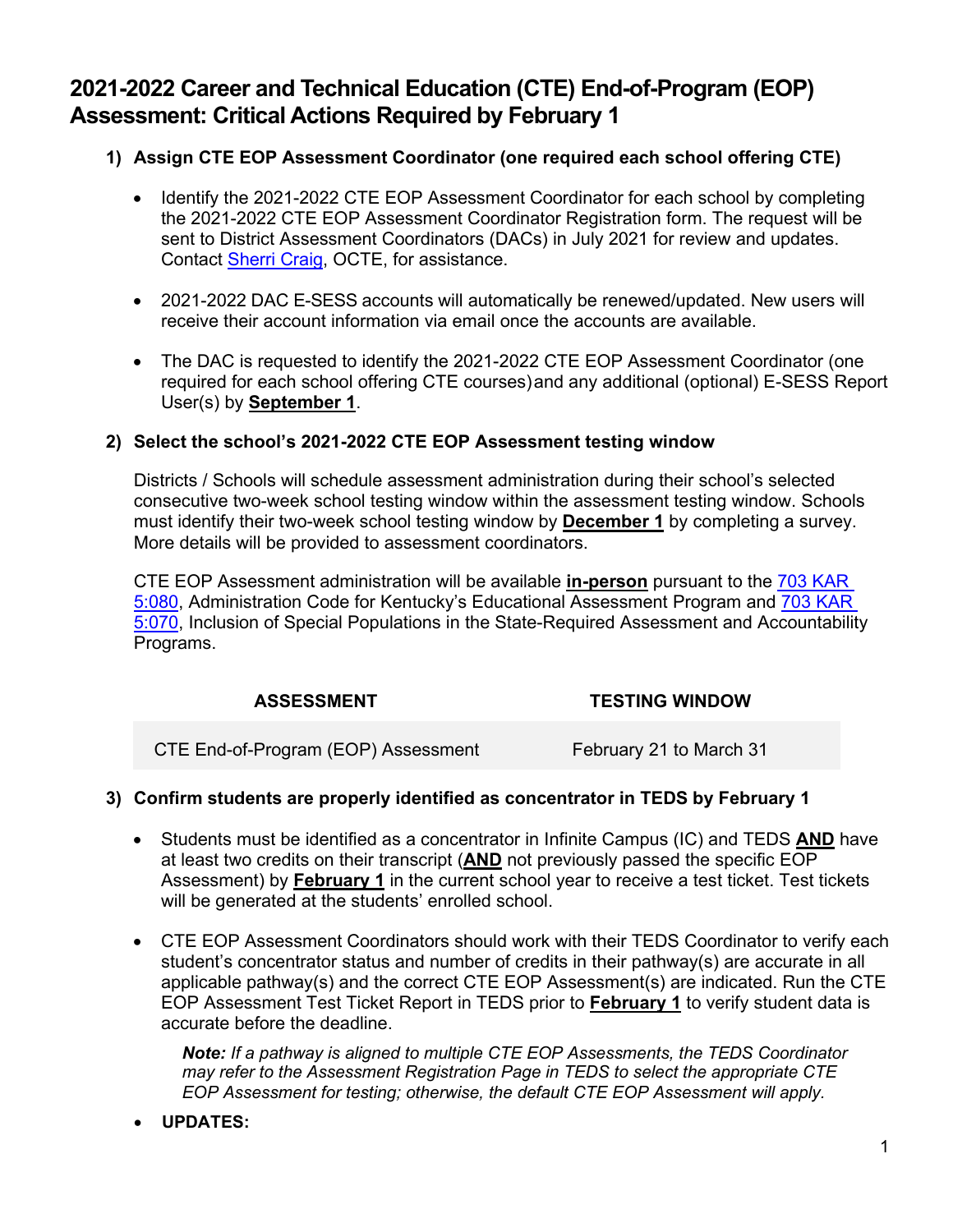# 2021-2022 Career and Technical Education (CTE) End-of-Program (EOP) Assessment: Critical Actions Required by February 1

1) **Assign CTE EOP Assessment Coordinator (one required each school offering CTE)**

   - Identify the 2021-2022 CTE EOP Assessment Coordinator for each school by completing the 2021-2022 CTE EOP Assessment Coordinator Registration form. The request will be sent to District Assessment Coordinators (DACs) in July 2021 for review and updates. Contact Sherri Craig, OCTE, for assistance.

   - 2021-2022 DAC E-SESS accounts will automatically be renewed/updated. New users will receive their account information via email once the accounts are available.

   - The DAC is requested to identify the 2021-2022 CTE EOP Assessment Coordinator (one required for each school offering CTE courses) and any additional (optional) E-SESS Report User(s) by **September 1**.

2) **Select the school's 2021-2022 CTE EOP Assessment testing window**

   Districts / Schools will schedule assessment administration during their school's selected consecutive two-week school testing window within the assessment testing window. Schools must identify their two-week school testing window by **December 1** by completing a survey. More details will be provided to assessment coordinators.

   CTE EOP Assessment administration will be available **in-person** pursuant to the 703 KAR 5:080, Administration Code for Kentucky's Educational Assessment Program and 703 KAR 5:070, Inclusion of Special Populations in the State-Required Assessment and Accountability Programs.

| ASSESSMENT | TESTING WINDOW |
|---|---|
| CTE End-of-Program (EOP) Assessment | February 21 to March 31 |

3) **Confirm students are properly identified as concentrator in TEDS by February 1**

   - Students must be identified as a concentrator in Infinite Campus (IC) and TEDS **AND** have at least two credits on their transcript (**AND** not previously passed the specific EOP Assessment) by **February 1** in the current school year to receive a test ticket. Test tickets will be generated at the students' enrolled school.

   - CTE EOP Assessment Coordinators should work with their TEDS Coordinator to verify each student's concentrator status and number of credits in their pathway(s) are accurate in all applicable pathway(s) and the correct CTE EOP Assessment(s) are indicated. Run the CTE EOP Assessment Test Ticket Report in TEDS prior to **February 1** to verify student data is accurate before the deadline.

     ***Note:*** *If a pathway is aligned to multiple CTE EOP Assessments, the TEDS Coordinator may refer to the Assessment Registration Page in TEDS to select the appropriate CTE EOP Assessment for testing; otherwise, the default CTE EOP Assessment will apply.*

   - **UPDATES:**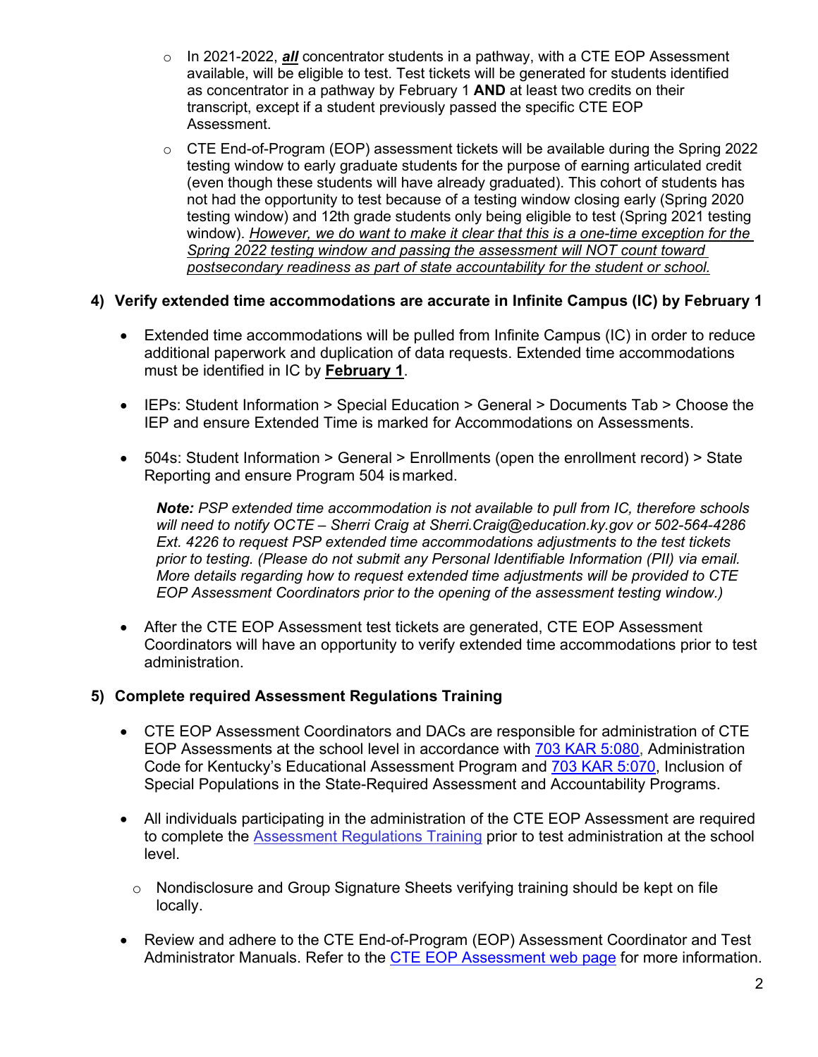- In 2021-2022, ***all*** concentrator students in a pathway, with a CTE EOP Assessment available, will be eligible to test. Test tickets will be generated for students identified as concentrator in a pathway by February 1 **AND** at least two credits on their transcript, except if a student previously passed the specific CTE EOP Assessment.
- CTE End-of-Program (EOP) assessment tickets will be available during the Spring 2022 testing window to early graduate students for the purpose of earning articulated credit (even though these students will have already graduated). This cohort of students has not had the opportunity to test because of a testing window closing early (Spring 2020 testing window) and 12th grade students only being eligible to test (Spring 2021 testing window). *However, we do want to make it clear that this is a one-time exception for the Spring 2022 testing window and passing the assessment will NOT count toward postsecondary readiness as part of state accountability for the student or school.*

**4) Verify extended time accommodations are accurate in Infinite Campus (IC) by February 1**

- Extended time accommodations will be pulled from Infinite Campus (IC) in order to reduce additional paperwork and duplication of data requests. Extended time accommodations must be identified in IC by **February 1**.
- IEPs: Student Information > Special Education > General > Documents Tab > Choose the IEP and ensure Extended Time is marked for Accommodations on Assessments.
- 504s: Student Information > General > Enrollments (open the enrollment record) > State Reporting and ensure Program 504 is marked.

  ***Note:*** *PSP extended time accommodation is not available to pull from IC, therefore schools will need to notify OCTE – Sherri Craig at Sherri.Craig@education.ky.gov or 502-564-4286 Ext. 4226 to request PSP extended time accommodations adjustments to the test tickets prior to testing. (Please do not submit any Personal Identifiable Information (PII) via email. More details regarding how to request extended time adjustments will be provided to CTE EOP Assessment Coordinators prior to the opening of the assessment testing window.)*

- After the CTE EOP Assessment test tickets are generated, CTE EOP Assessment Coordinators will have an opportunity to verify extended time accommodations prior to test administration.

**5) Complete required Assessment Regulations Training**

- CTE EOP Assessment Coordinators and DACs are responsible for administration of CTE EOP Assessments at the school level in accordance with 703 KAR 5:080, Administration Code for Kentucky's Educational Assessment Program and 703 KAR 5:070, Inclusion of Special Populations in the State-Required Assessment and Accountability Programs.
- All individuals participating in the administration of the CTE EOP Assessment are required to complete the Assessment Regulations Training prior to test administration at the school level.
  - Nondisclosure and Group Signature Sheets verifying training should be kept on file locally.
- Review and adhere to the CTE End-of-Program (EOP) Assessment Coordinator and Test Administrator Manuals. Refer to the CTE EOP Assessment web page for more information.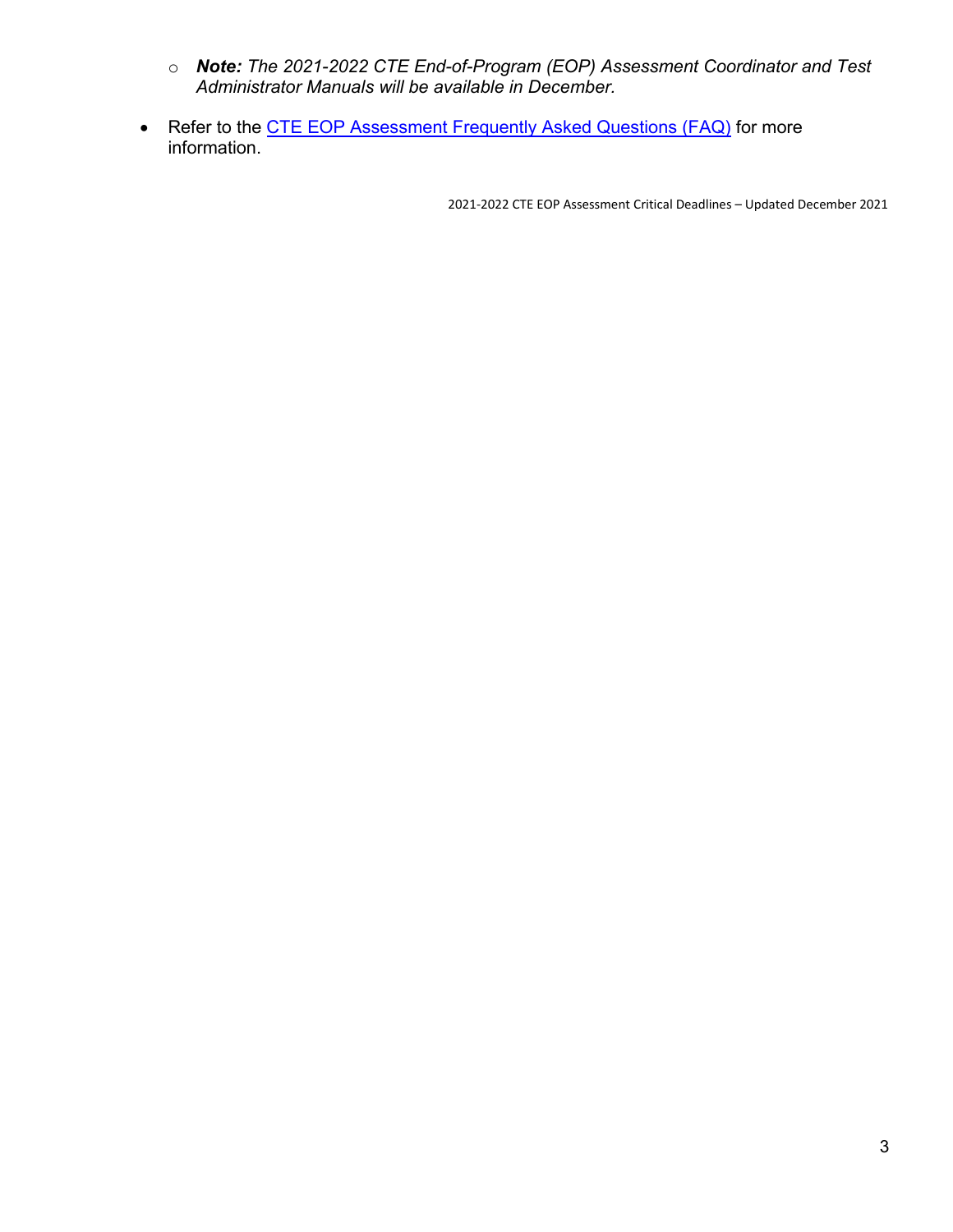- ***Note:*** *The 2021-2022 CTE End-of-Program (EOP) Assessment Coordinator and Test Administrator Manuals will be available in December.*

- Refer to the [CTE EOP Assessment Frequently Asked Questions (FAQ)]() for more information.

2021-2022 CTE EOP Assessment Critical Deadlines – Updated December 2021